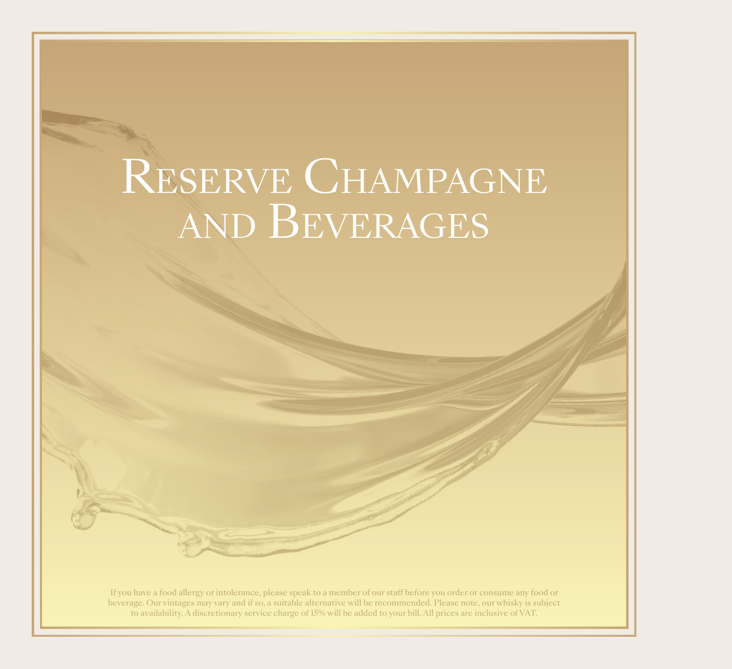# Reserve Champagne and Beverages

If you have a food allergy or intolerance, please speak to a member of our staff before you order or consume any food or beverage. Our vintages may vary and if so, a suitable alternative will be recommended. Please note, our whisky is subject to availability. A discretionary service charge of 15% will be added to your bill. All prices are inclusive of VAT.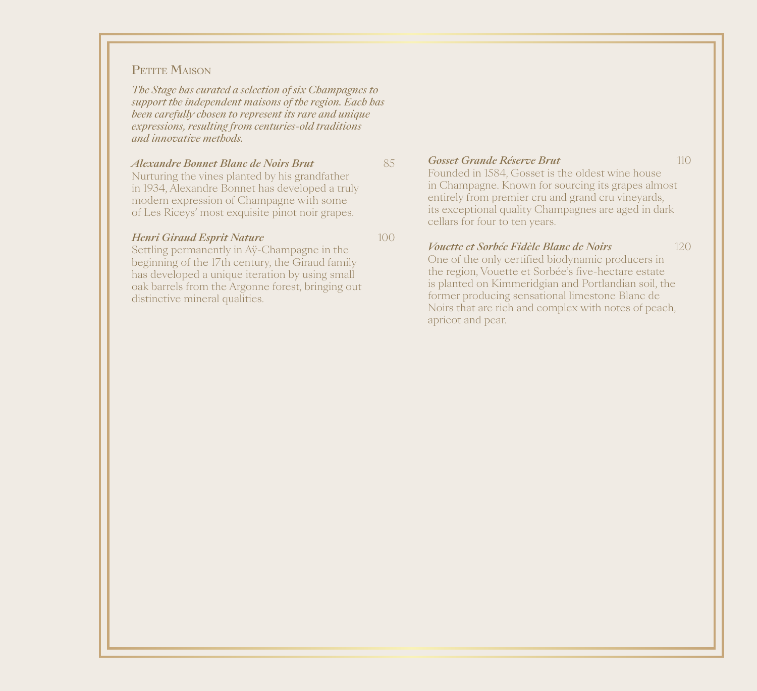## Petite Maison

*The Stage has curated a selection of six Champagnes to support the independent maisons of the region. Each has been carefully chosen to represent its rare and unique expressions, resulting from centuries-old traditions and innovative methods.*

***Alexandre Bonnet Blanc de Noirs Brut*** 85

Nurturing the vines planted by his grandfather in 1934, Alexandre Bonnet has developed a truly modern expression of Champagne with some of Les Riceys' most exquisite pinot noir grapes.

***Henri Giraud Esprit Nature*** 100

Settling permanently in Aÿ-Champagne in the beginning of the 17th century, the Giraud family has developed a unique iteration by using small oak barrels from the Argonne forest, bringing out distinctive mineral qualities.

***Gosset Grande Réserve Brut*** 110

Founded in 1584, Gosset is the oldest wine house in Champagne. Known for sourcing its grapes almost entirely from premier cru and grand cru vineyards, its exceptional quality Champagnes are aged in dark cellars for four to ten years.

***Vouette et Sorbée Fidèle Blanc de Noirs*** 120

One of the only certified biodynamic producers in the region, Vouette et Sorbée's five-hectare estate is planted on Kimmeridgian and Portlandian soil, the former producing sensational limestone Blanc de Noirs that are rich and complex with notes of peach, apricot and pear.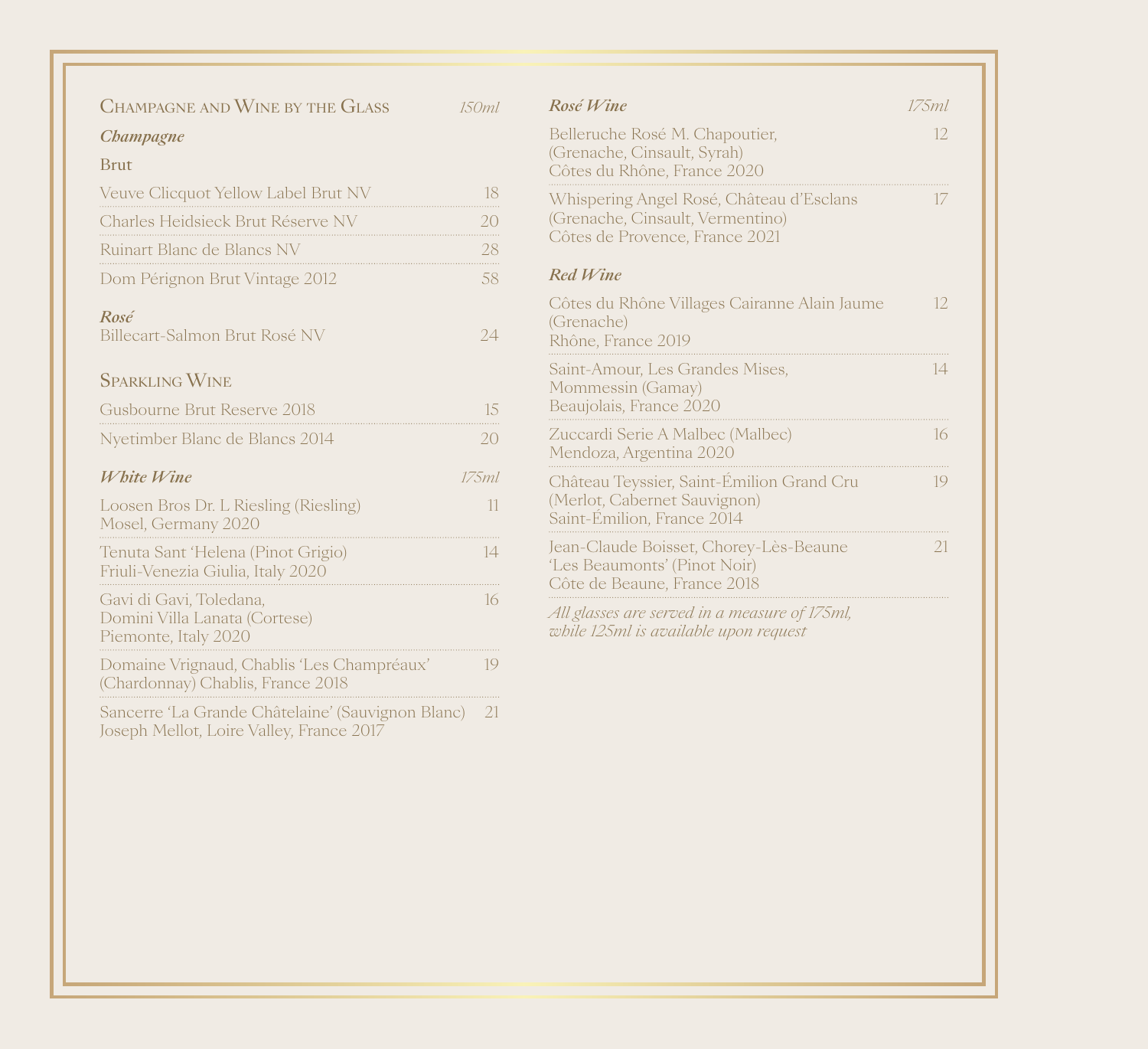## Champagne and Wine by the Glass *150ml*

### *Champagne*

**Brut**

| | |
|---|---|
| Veuve Clicquot Yellow Label Brut NV | 18 |
| Charles Heidsieck Brut Réserve NV | 20 |
| Ruinart Blanc de Blancs NV | 28 |
| Dom Pérignon Brut Vintage 2012 | 58 |

***Rosé***

| | |
|---|---|
| Billecart-Salmon Brut Rosé NV | 24 |

## Sparkling Wine

| | |
|---|---|
| Gusbourne Brut Reserve 2018 | 15 |
| Nyetimber Blanc de Blancs 2014 | 20 |

### *White Wine* *175ml*

| | |
|---|---|
| Loosen Bros Dr. L Riesling (Riesling) Mosel, Germany 2020 | 11 |
| Tenuta Sant 'Helena (Pinot Grigio) Friuli-Venezia Giulia, Italy 2020 | 14 |
| Gavi di Gavi, Toledana, Domini Villa Lanata (Cortese) Piemonte, Italy 2020 | 16 |
| Domaine Vrignaud, Chablis 'Les Champréaux' (Chardonnay) Chablis, France 2018 | 19 |
| Sancerre 'La Grande Châtelaine' (Sauvignon Blanc) Joseph Mellot, Loire Valley, France 2017 | 21 |

### *Rosé Wine* *175ml*

| | |
|---|---|
| Belleruche Rosé M. Chapoutier, (Grenache, Cinsault, Syrah) Côtes du Rhône, France 2020 | 12 |
| Whispering Angel Rosé, Château d'Esclans (Grenache, Cinsault, Vermentino) Côtes de Provence, France 2021 | 17 |

### *Red Wine*

| | |
|---|---|
| Côtes du Rhône Villages Cairanne Alain Jaume (Grenache) Rhône, France 2019 | 12 |
| Saint-Amour, Les Grandes Mises, Mommessin (Gamay) Beaujolais, France 2020 | 14 |
| Zuccardi Serie A Malbec (Malbec) Mendoza, Argentina 2020 | 16 |
| Château Teyssier, Saint-Émilion Grand Cru (Merlot, Cabernet Sauvignon) Saint-Émilion, France 2014 | 19 |
| Jean-Claude Boisset, Chorey-Lès-Beaune 'Les Beaumonts' (Pinot Noir) Côte de Beaune, France 2018 | 21 |

*All glasses are served in a measure of 175ml, while 125ml is available upon request*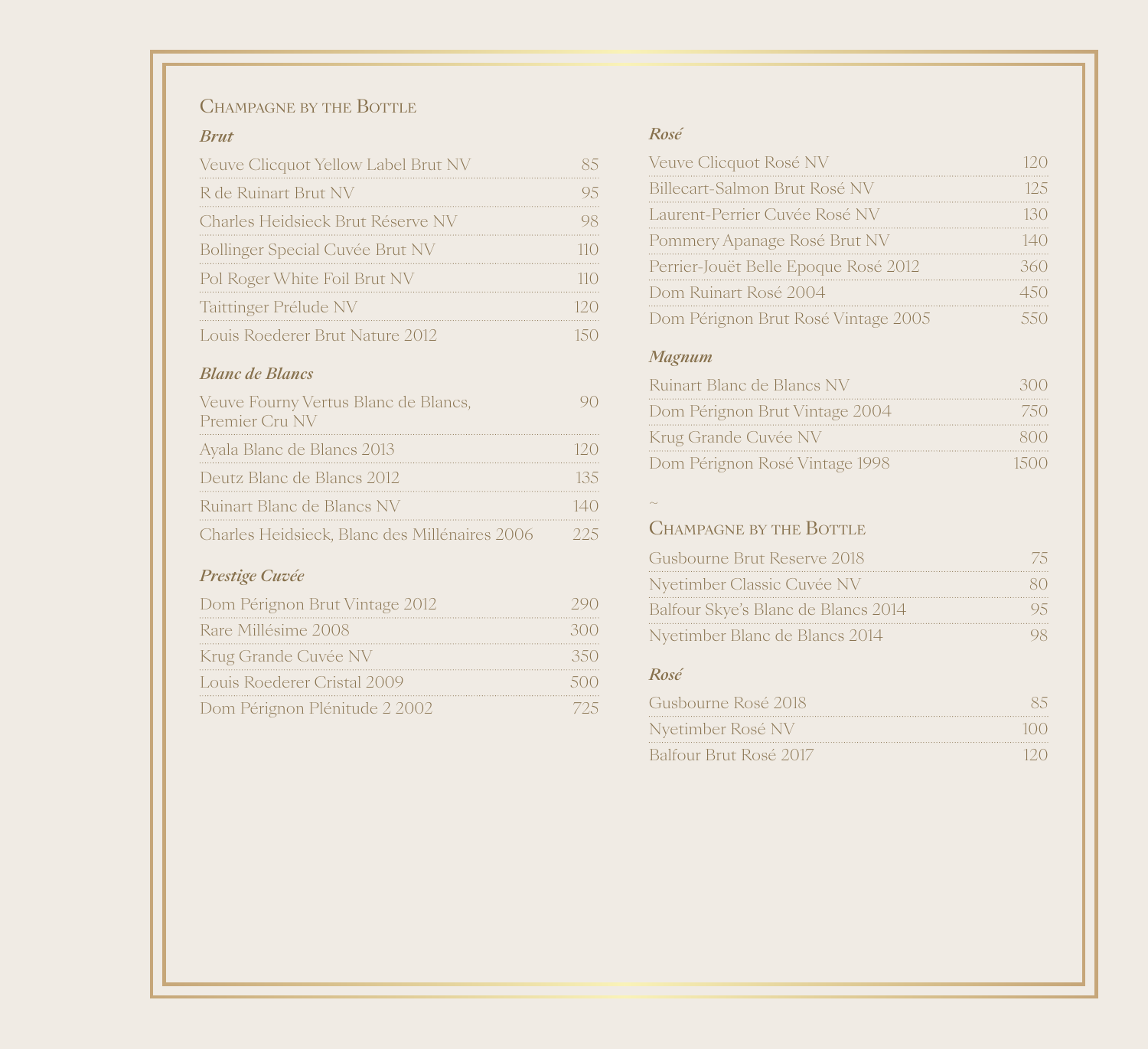## Champagne by the Bottle

### *Brut*

| Wine | Price |
|---|---|
| Veuve Clicquot Yellow Label Brut NV | 85 |
| R de Ruinart Brut NV | 95 |
| Charles Heidsieck Brut Réserve NV | 98 |
| Bollinger Special Cuvée Brut NV | 110 |
| Pol Roger White Foil Brut NV | 110 |
| Taittinger Prélude NV | 120 |
| Louis Roederer Brut Nature 2012 | 150 |

### *Blanc de Blancs*

| Wine | Price |
|---|---|
| Veuve Fourny Vertus Blanc de Blancs, Premier Cru NV | 90 |
| Ayala Blanc de Blancs 2013 | 120 |
| Deutz Blanc de Blancs 2012 | 135 |
| Ruinart Blanc de Blancs NV | 140 |
| Charles Heidsieck, Blanc des Millénaires 2006 | 225 |

### *Prestige Cuvée*

| Wine | Price |
|---|---|
| Dom Pérignon Brut Vintage 2012 | 290 |
| Rare Millésime 2008 | 300 |
| Krug Grande Cuvée NV | 350 |
| Louis Roederer Cristal 2009 | 500 |
| Dom Pérignon Plénitude 2 2002 | 725 |

### *Rosé*

| Wine | Price |
|---|---|
| Veuve Clicquot Rosé NV | 120 |
| Billecart-Salmon Brut Rosé NV | 125 |
| Laurent-Perrier Cuvée Rosé NV | 130 |
| Pommery Apanage Rosé Brut NV | 140 |
| Perrier-Jouët Belle Epoque Rosé 2012 | 360 |
| Dom Ruinart Rosé 2004 | 450 |
| Dom Pérignon Brut Rosé Vintage 2005 | 550 |

### *Magnum*

| Wine | Price |
|---|---|
| Ruinart Blanc de Blancs NV | 300 |
| Dom Pérignon Brut Vintage 2004 | 750 |
| Krug Grande Cuvée NV | 800 |
| Dom Pérignon Rosé Vintage 1998 | 1500 |

~

## Champagne by the Bottle

| Wine | Price |
|---|---|
| Gusbourne Brut Reserve 2018 | 75 |
| Nyetimber Classic Cuvée NV | 80 |
| Balfour Skye's Blanc de Blancs 2014 | 95 |
| Nyetimber Blanc de Blancs 2014 | 98 |

### *Rosé*

| Wine | Price |
|---|---|
| Gusbourne Rosé 2018 | 85 |
| Nyetimber Rosé NV | 100 |
| Balfour Brut Rosé 2017 | 120 |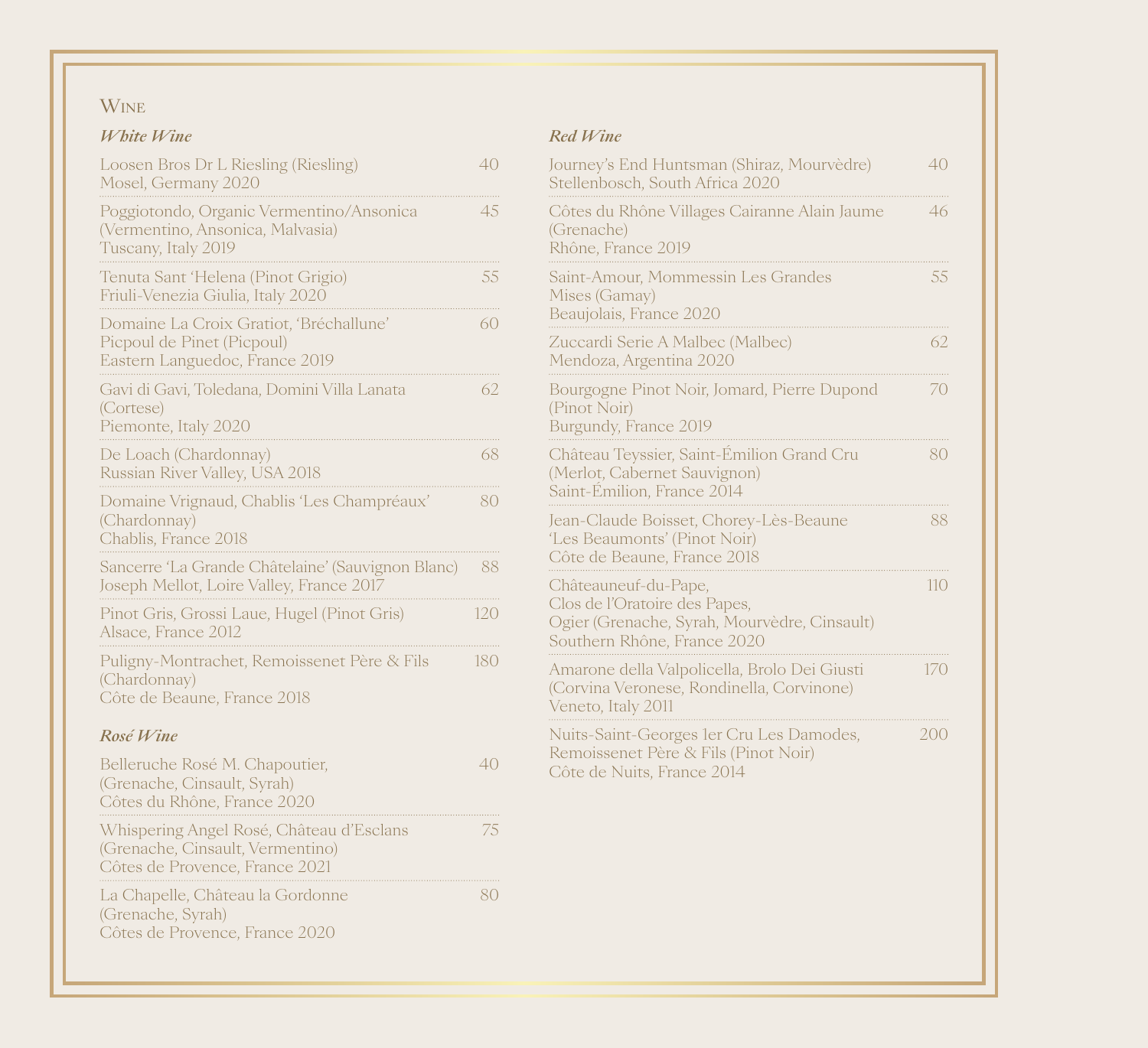## Wine

### *White Wine*

| Wine | Price |
|---|---|
| Loosen Bros Dr L Riesling (Riesling)<br>Mosel, Germany 2020 | 40 |
| Poggiotondo, Organic Vermentino/Ansonica (Vermentino, Ansonica, Malvasia)<br>Tuscany, Italy 2019 | 45 |
| Tenuta Sant 'Helena (Pinot Grigio)<br>Friuli-Venezia Giulia, Italy 2020 | 55 |
| Domaine La Croix Gratiot, 'Bréchallune' Picpoul de Pinet (Picpoul)<br>Eastern Languedoc, France 2019 | 60 |
| Gavi di Gavi, Toledana, Domini Villa Lanata (Cortese)<br>Piemonte, Italy 2020 | 62 |
| De Loach (Chardonnay)<br>Russian River Valley, USA 2018 | 68 |
| Domaine Vrignaud, Chablis 'Les Champréaux' (Chardonnay)<br>Chablis, France 2018 | 80 |
| Sancerre 'La Grande Châtelaine' (Sauvignon Blanc) Joseph Mellot, Loire Valley, France 2017 | 88 |
| Pinot Gris, Grossi Laue, Hugel (Pinot Gris)<br>Alsace, France 2012 | 120 |
| Puligny-Montrachet, Remoissenet Père & Fils (Chardonnay)<br>Côte de Beaune, France 2018 | 180 |

### *Rosé Wine*

| Wine | Price |
|---|---|
| Belleruche Rosé M. Chapoutier, (Grenache, Cinsault, Syrah)<br>Côtes du Rhône, France 2020 | 40 |
| Whispering Angel Rosé, Château d'Esclans (Grenache, Cinsault, Vermentino)<br>Côtes de Provence, France 2021 | 75 |
| La Chapelle, Château la Gordonne (Grenache, Syrah)<br>Côtes de Provence, France 2020 | 80 |

### *Red Wine*

| Wine | Price |
|---|---|
| Journey's End Huntsman (Shiraz, Mourvèdre)<br>Stellenbosch, South Africa 2020 | 40 |
| Côtes du Rhône Villages Cairanne Alain Jaume (Grenache)<br>Rhône, France 2019 | 46 |
| Saint-Amour, Mommessin Les Grandes Mises (Gamay)<br>Beaujolais, France 2020 | 55 |
| Zuccardi Serie A Malbec (Malbec)<br>Mendoza, Argentina 2020 | 62 |
| Bourgogne Pinot Noir, Jomard, Pierre Dupond (Pinot Noir)<br>Burgundy, France 2019 | 70 |
| Château Teyssier, Saint-Émilion Grand Cru (Merlot, Cabernet Sauvignon)<br>Saint-Émilion, France 2014 | 80 |
| Jean-Claude Boisset, Chorey-Lès-Beaune 'Les Beaumonts' (Pinot Noir)<br>Côte de Beaune, France 2018 | 88 |
| Châteauneuf-du-Pape, Clos de l'Oratoire des Papes, Ogier (Grenache, Syrah, Mourvèdre, Cinsault)<br>Southern Rhône, France 2020 | 110 |
| Amarone della Valpolicella, Brolo Dei Giusti (Corvina Veronese, Rondinella, Corvinone)<br>Veneto, Italy 2011 | 170 |
| Nuits-Saint-Georges 1er Cru Les Damodes, Remoissenet Père & Fils (Pinot Noir)<br>Côte de Nuits, France 2014 | 200 |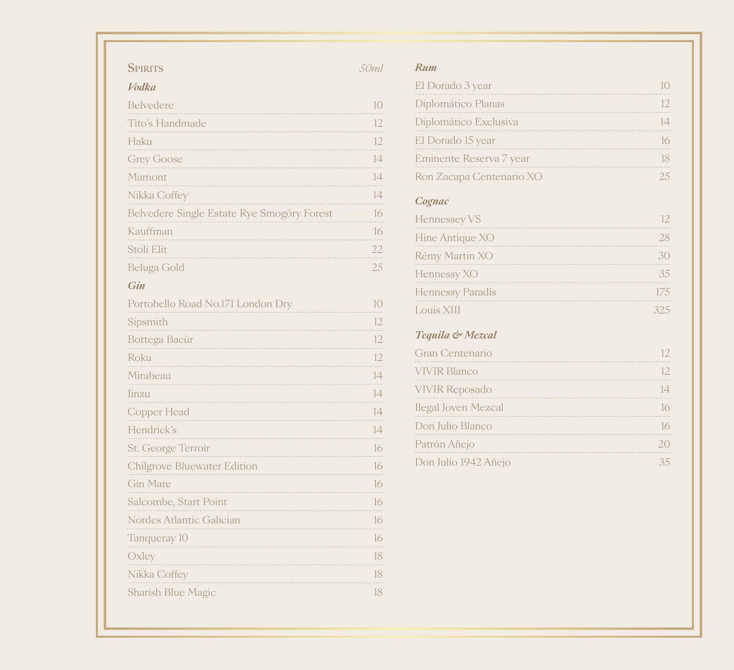## Spirits

*50ml*

### *Vodka*

| Item | Price |
|---|---|
| Belvedere | 10 |
| Tito's Handmade | 12 |
| Haku | 12 |
| Grey Goose | 14 |
| Mamont | 14 |
| Nikka Coffey | 14 |
| Belvedere Single Estate Rye Smogóry Forest | 16 |
| Kauffman | 16 |
| Stoli Elit | 22 |
| Beluga Gold | 25 |

### *Gin*

| Item | Price |
|---|---|
| Portobello Road No.171 London Dry | 10 |
| Sipsmith | 12 |
| Bottega Bacûr | 12 |
| Roku | 12 |
| Mirabeau | 14 |
| Jinzu | 14 |
| Copper Head | 14 |
| Hendrick's | 14 |
| St. George Terroir | 16 |
| Chilgrove Bluewater Edition | 16 |
| Gin Mare | 16 |
| Salcombe, Start Point | 16 |
| Nordes Atlantic Galician | 16 |
| Tanqueray 10 | 16 |
| Oxley | 18 |
| Nikka Coffey | 18 |
| Sharish Blue Magic | 18 |

### *Rum*

| Item | Price |
|---|---|
| El Dorado 3 year | 10 |
| Diplomático Planas | 12 |
| Diplomático Exclusiva | 14 |
| El Dorado 15 year | 16 |
| Eminente Reserva 7 year | 18 |
| Ron Zacapa Centenario XO | 25 |

### *Cognac*

| Item | Price |
|---|---|
| Hennessey VS | 12 |
| Hine Antique XO | 28 |
| Rémy Martin XO | 30 |
| Hennessy XO | 35 |
| Hennessy Paradis | 175 |
| Louis XIII | 325 |

### *Tequila & Mezcal*

| Item | Price |
|---|---|
| Gran Centenario | 12 |
| VIVIR Blanco | 12 |
| VIVIR Reposado | 14 |
| Ilegal Joven Mezcal | 16 |
| Don Julio Blanco | 16 |
| Patrón Añejo | 20 |
| Don Julio 1942 Añejo | 35 |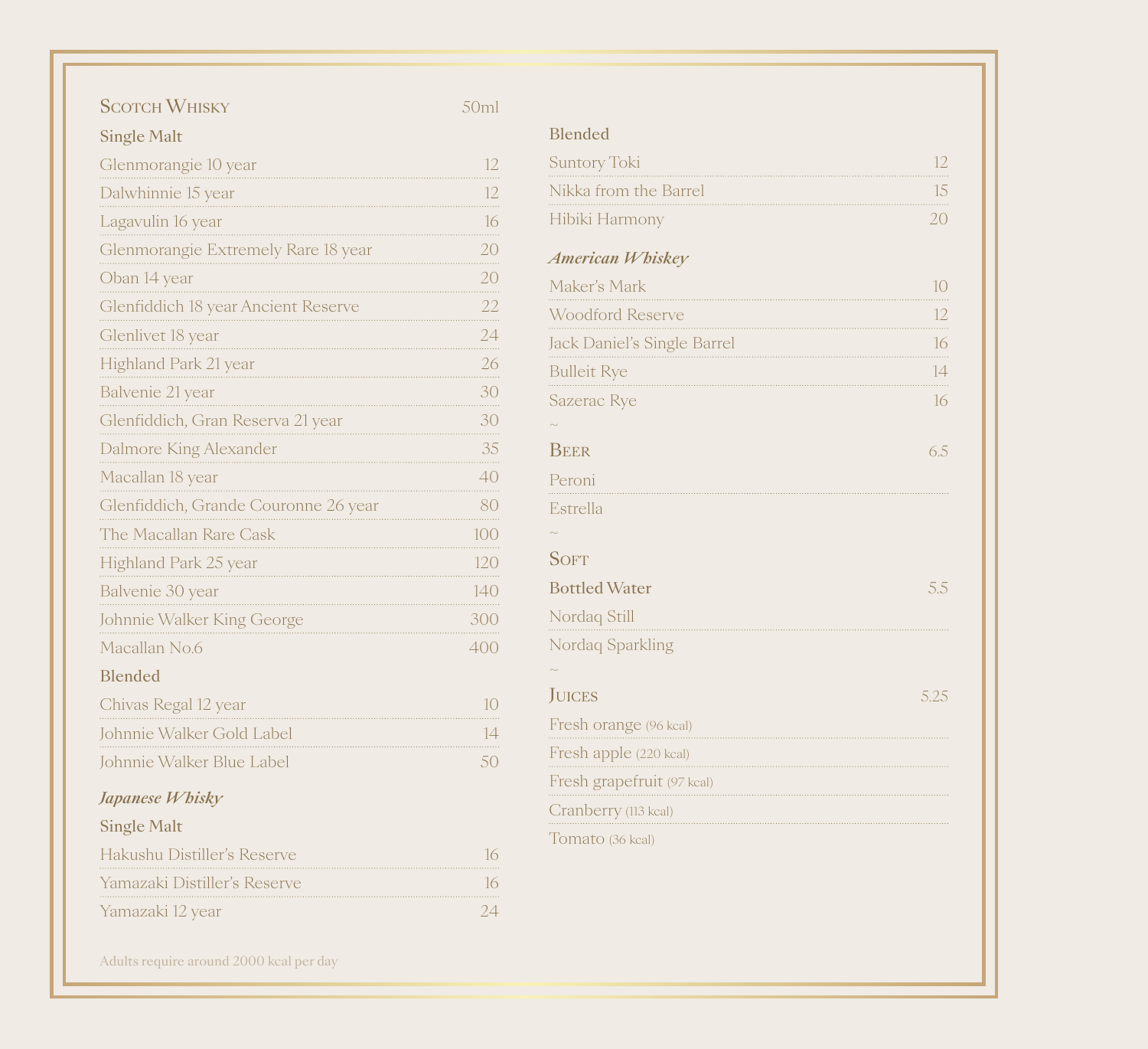## Scotch Whisky

50ml

### Single Malt

| Item | Price |
|---|---|
| Glenmorangie 10 year | 12 |
| Dalwhinnie 15 year | 12 |
| Lagavulin 16 year | 16 |
| Glenmorangie Extremely Rare 18 year | 20 |
| Oban 14 year | 20 |
| Glenfiddich 18 year Ancient Reserve | 22 |
| Glenlivet 18 year | 24 |
| Highland Park 21 year | 26 |
| Balvenie 21 year | 30 |
| Glenfiddich, Gran Reserva 21 year | 30 |
| Dalmore King Alexander | 35 |
| Macallan 18 year | 40 |
| Glenfiddich, Grande Couronne 26 year | 80 |
| The Macallan Rare Cask | 100 |
| Highland Park 25 year | 120 |
| Balvenie 30 year | 140 |
| Johnnie Walker King George | 300 |
| Macallan No.6 | 400 |

### Blended

| Item | Price |
|---|---|
| Chivas Regal 12 year | 10 |
| Johnnie Walker Gold Label | 14 |
| Johnnie Walker Blue Label | 50 |

## *Japanese Whisky*

### Single Malt

| Item | Price |
|---|---|
| Hakushu Distiller's Reserve | 16 |
| Yamazaki Distiller's Reserve | 16 |
| Yamazaki 12 year | 24 |

### Blended

| Item | Price |
|---|---|
| Suntory Toki | 12 |
| Nikka from the Barrel | 15 |
| Hibiki Harmony | 20 |

## *American Whiskey*

| Item | Price |
|---|---|
| Maker's Mark | 10 |
| Woodford Reserve | 12 |
| Jack Daniel's Single Barrel | 16 |
| Bulleit Rye | 14 |
| Sazerac Rye | 16 |

~

## Beer

6.5

- Peroni
- Estrella

~

## Soft

### Bottled Water

5.5

- Nordaq Still
- Nordaq Sparkling

~

## Juices

5.25

- Fresh orange (96 kcal)
- Fresh apple (220 kcal)
- Fresh grapefruit (97 kcal)
- Cranberry (113 kcal)
- Tomato (36 kcal)

Adults require around 2000 kcal per day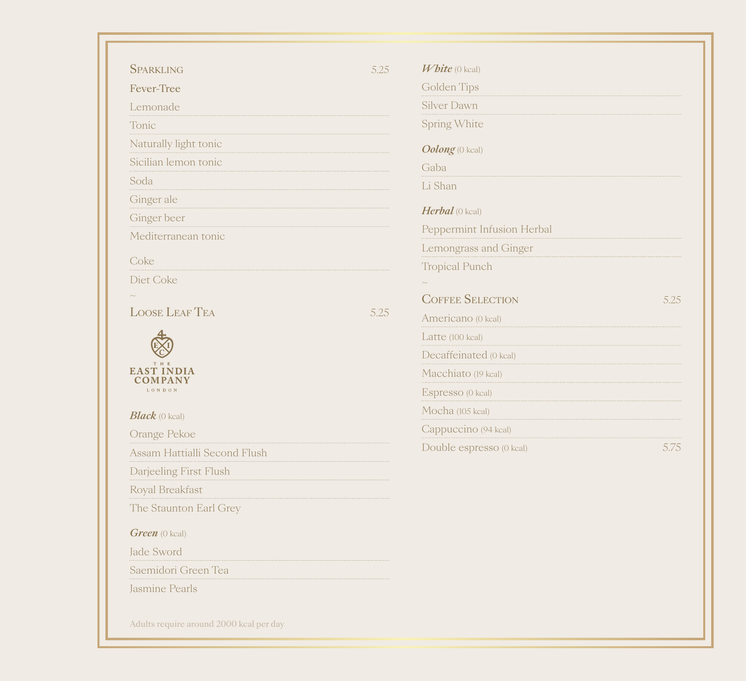## Sparkling — 5.25

**Fever-Tree**

- Lemonade
- Tonic
- Naturally light tonic
- Sicilian lemon tonic
- Soda
- Ginger ale
- Ginger beer
- Mediterranean tonic

- Coke
- Diet Coke

~

## Loose Leaf Tea — 5.25

THE EAST INDIA COMPANY LONDON

***Black*** (0 kcal)

- Orange Pekoe
- Assam Hattialli Second Flush
- Darjeeling First Flush
- Royal Breakfast
- The Staunton Earl Grey

***Green*** (0 kcal)

- Jade Sword
- Saemidori Green Tea
- Jasmine Pearls

***White*** (0 kcal)

- Golden Tips
- Silver Dawn
- Spring White

***Oolong*** (0 kcal)

- Gaba
- Li Shan

***Herbal*** (0 kcal)

- Peppermint Infusion Herbal
- Lemongrass and Ginger
- Tropical Punch

~

## Coffee Selection — 5.25

- Americano (0 kcal)
- Latte (100 kcal)
- Decaffeinated (0 kcal)
- Macchiato (19 kcal)
- Espresso (0 kcal)
- Mocha (105 kcal)
- Cappuccino (94 kcal)
- Double espresso (0 kcal) — 5.75

Adults require around 2000 kcal per day